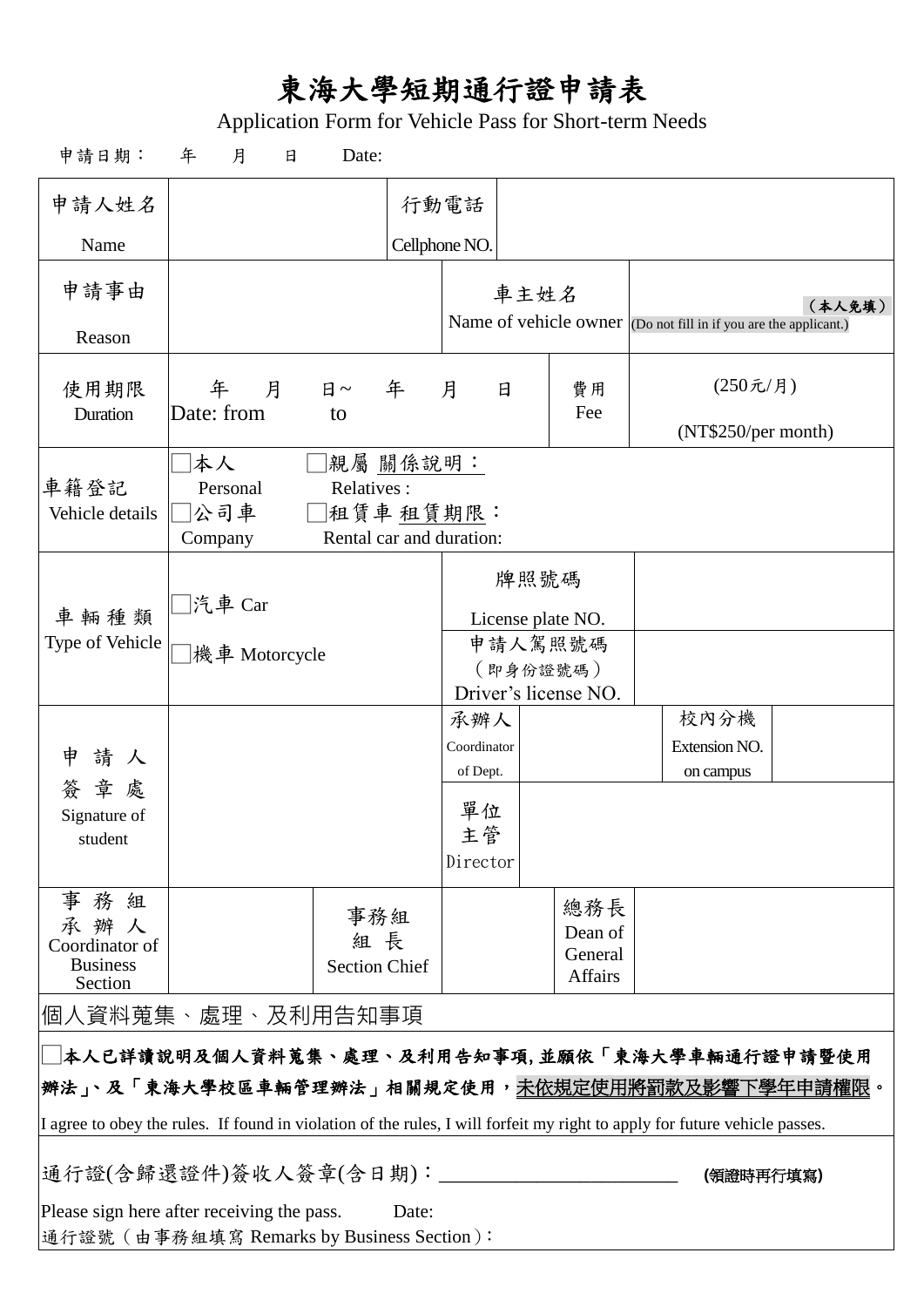# 東海大學短期通行證申請表

Application Form for Vehicle Pass for Short-term Needs

申請日期：　年　月　日　Date:

| 申請人姓名 Name | | 行動電話 Cellphone NO. | | | |
|---|---|---|---|---|---|
| 申請事由 Reason | | 車主姓名 Name of vehicle owner | | （本人免填）(Do not fill in if you are the applicant.) | |
| 使用期限 Duration | 年　月　日～　年　月　日 Date: from　to | | 費用 Fee | (250元/月) (NT$250/per month) | |
| 車籍登記 Vehicle details | □本人 Personal　□親屬 關係說明：Relatives :　□公司車 Company　□租賃車 租賃期限：Rental car and duration: | | | | |
| 車輛種類 Type of Vehicle | □汽車 Car　□機車 Motorcycle | 牌照號碼 License plate NO. | | | |
| | | 申請人駕照號碼（即身份證號碼）Driver's license NO. | | | |
| 申請人簽章處 Signature of student | | 承辦人 Coordinator of Dept. | | 校內分機 Extension NO. on campus | |
| | | 單位主管 Director | | | |
| 事務組承辦人 Coordinator of Business Section | | 事務組組長 Section Chief | | 總務長 Dean of General Affairs | |

個人資料蒐集、處理、及利用告知事項

□**本人已詳讀說明及個人資料蒐集、處理、及利用告知事項，並願依「東海大學車輛通行證申請暨使用辦法」、及「東海大學校區車輛管理辦法」相關規定使用，未依規定使用將罰款及影響下學年申請權限。**

I agree to obey the rules. If found in violation of the rules, I will forfeit my right to apply for future vehicle passes.

通行證(含歸還證件)簽收人簽章(含日期)：________________________ **(領證時再行填寫)**

Please sign here after receiving the pass.　Date:

通行證號（由事務組填寫 Remarks by Business Section）：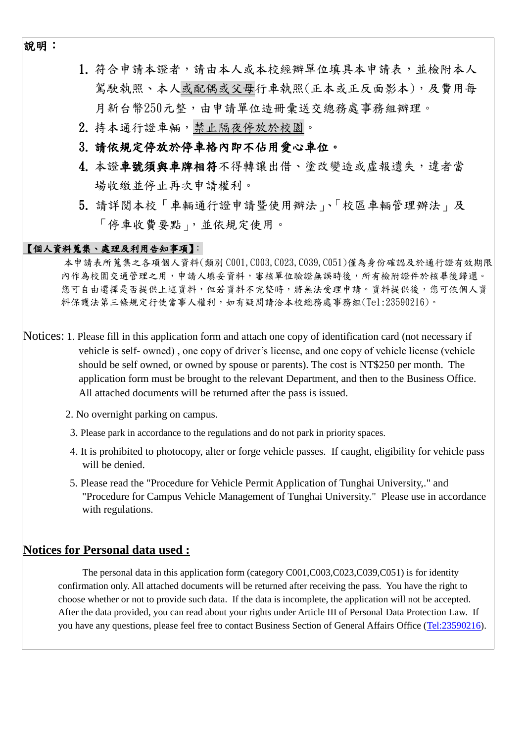**說明：**

1. 符合申請本證者，請由本人或本校經辦單位填具本申請表，並檢附本人駕駛執照、本人或配偶或父母行車執照(正本或正反面影本)，及費用每月新台幣250元整，由申請單位造冊彙送交總務處事務組辦理。
2. 持本通行證車輛，禁止隔夜停放於校園。
3. **請依規定停放於停車格內即不佔用愛心車位。**
4. 本證**車號須與車牌相符**不得轉讓出借、塗改變造或虛報遺失，違者當場收繳並停止再次申請權利。
5. 請詳閱本校「車輛通行證申請暨使用辦法」、「校區車輛管理辦法」及「停車收費要點」，並依規定使用。

**【個人資料蒐集、處理及利用告知事項】**：

本申請表所蒐集之各項個人資料(類別 C001, C003, C023, C039, C051)僅為身份確認及於通行證有效期限內作為校園交通管理之用，申請人填妥資料，審核單位驗證無誤時後，所有檢附證件於核畢後歸還。您可自由選擇是否提供上述資料，但若資料不完整時，將無法受理申請。資料提供後，您可依個人資料保護法第三條規定行使當事人權利，如有疑問請洽本校總務處事務組(Tel:23590216)。

Notices:

1. Please fill in this application form and attach one copy of identification card (not necessary if vehicle is self- owned) , one copy of driver's license, and one copy of vehicle license (vehicle should be self owned, or owned by spouse or parents). The cost is NT$250 per month. The application form must be brought to the relevant Department, and then to the Business Office. All attached documents will be returned after the pass is issued.
2. No overnight parking on campus.
3. Please park in accordance to the regulations and do not park in priority spaces.
4. It is prohibited to photocopy, alter or forge vehicle passes. If caught, eligibility for vehicle pass will be denied.
5. Please read the "Procedure for Vehicle Permit Application of Tunghai University,." and "Procedure for Campus Vehicle Management of Tunghai University." Please use in accordance with regulations.

## Notices for Personal data used :

The personal data in this application form (category C001,C003,C023,C039,C051) is for identity confirmation only. All attached documents will be returned after receiving the pass. You have the right to choose whether or not to provide such data. If the data is incomplete, the application will not be accepted. After the data provided, you can read about your rights under Article III of Personal Data Protection Law. If you have any questions, please feel free to contact Business Section of General Affairs Office (Tel:23590216).